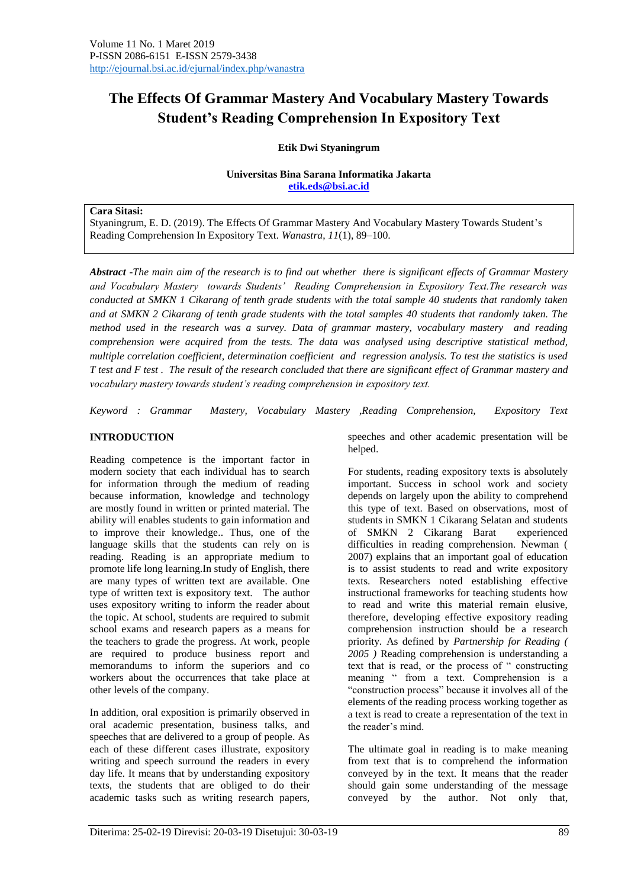# The Effects Of Grammar Mastery And Vocabulary Mastery Towards Student's Reading Comprehension In Expository Text

**Etik Dwi Styaningrum**

**Universitas Bina Sarana Informatika Jakarta**
**etik.eds@bsi.ac.id**

**Cara Sitasi:**
Styaningrum, E. D. (2019). The Effects Of Grammar Mastery And Vocabulary Mastery Towards Student's Reading Comprehension In Expository Text. *Wanastra*, *11*(1), 89–100.

***Abstract*** *-The main aim of the research is to find out whether there is significant effects of Grammar Mastery and Vocabulary Mastery towards Students' Reading Comprehension in Expository Text.The research was conducted at SMKN 1 Cikarang of tenth grade students with the total sample 40 students that randomly taken and at SMKN 2 Cikarang of tenth grade students with the total samples 40 students that randomly taken. The method used in the research was a survey. Data of grammar mastery, vocabulary mastery and reading comprehension were acquired from the tests. The data was analysed using descriptive statistical method, multiple correlation coefficient, determination coefficient and regression analysis. To test the statistics is used T test and F test . The result of the research concluded that there are significant effect of Grammar mastery and vocabulary mastery towards student's reading comprehension in expository text.*

*Keyword : Grammar Mastery, Vocabulary Mastery ,Reading Comprehension, Expository Text*

## INTRODUCTION

Reading competence is the important factor in modern society that each individual has to search for information through the medium of reading because information, knowledge and technology are mostly found in written or printed material. The ability will enables students to gain information and to improve their knowledge.. Thus, one of the language skills that the students can rely on is reading. Reading is an appropriate medium to promote life long learning.In study of English, there are many types of written text are available. One type of written text is expository text. The author uses expository writing to inform the reader about the topic. At school, students are required to submit school exams and research papers as a means for the teachers to grade the progress. At work, people are required to produce business report and memorandums to inform the superiors and co workers about the occurrences that take place at other levels of the company.

In addition, oral exposition is primarily observed in oral academic presentation, business talks, and speeches that are delivered to a group of people. As each of these different cases illustrate, expository writing and speech surround the readers in every day life. It means that by understanding expository texts, the students that are obliged to do their academic tasks such as writing research papers, speeches and other academic presentation will be helped.

For students, reading expository texts is absolutely important. Success in school work and society depends on largely upon the ability to comprehend this type of text. Based on observations, most of students in SMKN 1 Cikarang Selatan and students of SMKN 2 Cikarang Barat experienced difficulties in reading comprehension. Newman ( 2007) explains that an important goal of education is to assist students to read and write expository texts. Researchers noted establishing effective instructional frameworks for teaching students how to read and write this material remain elusive, therefore, developing effective expository reading comprehension instruction should be a research priority. As defined by *Partnership for Reading ( 2005 )* Reading comprehension is understanding a text that is read, or the process of " constructing meaning " from a text. Comprehension is a "construction process" because it involves all of the elements of the reading process working together as a text is read to create a representation of the text in the reader's mind.

The ultimate goal in reading is to make meaning from text that is to comprehend the information conveyed by in the text. It means that the reader should gain some understanding of the message conveyed by the author. Not only that,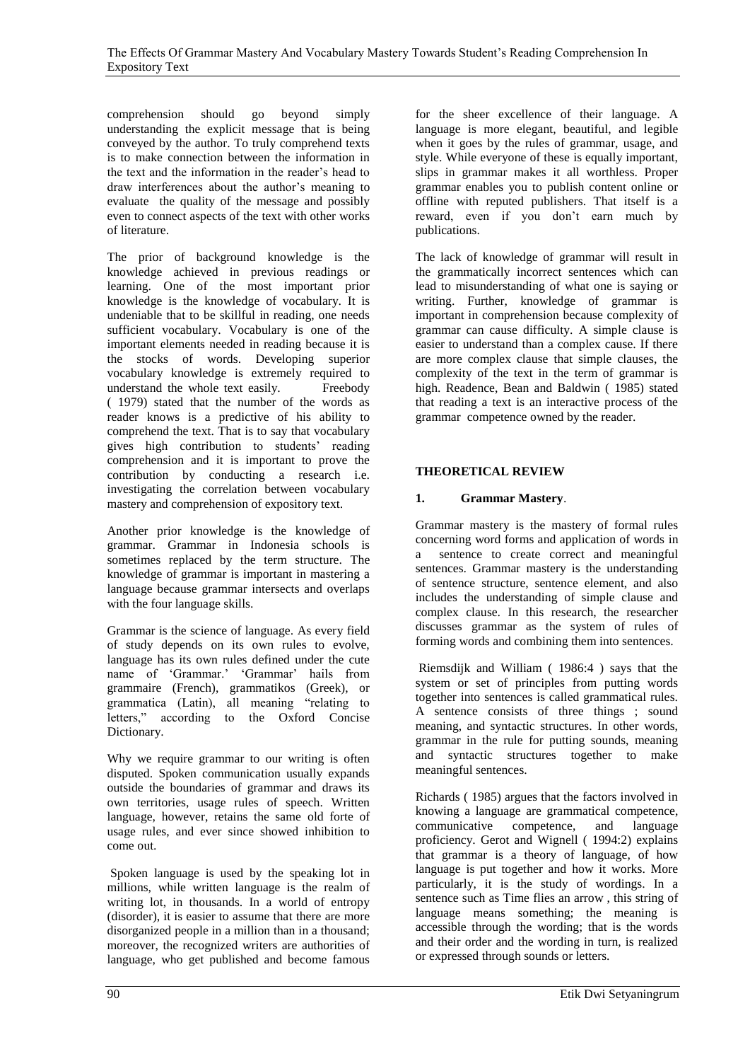comprehension should go beyond simply understanding the explicit message that is being conveyed by the author. To truly comprehend texts is to make connection between the information in the text and the information in the reader's head to draw interferences about the author's meaning to evaluate the quality of the message and possibly even to connect aspects of the text with other works of literature.

The prior of background knowledge is the knowledge achieved in previous readings or learning. One of the most important prior knowledge is the knowledge of vocabulary. It is undeniable that to be skillful in reading, one needs sufficient vocabulary. Vocabulary is one of the important elements needed in reading because it is the stocks of words. Developing superior vocabulary knowledge is extremely required to understand the whole text easily. Freebody ( 1979) stated that the number of the words as reader knows is a predictive of his ability to comprehend the text. That is to say that vocabulary gives high contribution to students' reading comprehension and it is important to prove the contribution by conducting a research i.e. investigating the correlation between vocabulary mastery and comprehension of expository text.

Another prior knowledge is the knowledge of grammar. Grammar in Indonesia schools is sometimes replaced by the term structure. The knowledge of grammar is important in mastering a language because grammar intersects and overlaps with the four language skills.

Grammar is the science of language. As every field of study depends on its own rules to evolve, language has its own rules defined under the cute name of 'Grammar.' 'Grammar' hails from grammaire (French), grammatikos (Greek), or grammatica (Latin), all meaning "relating to letters," according to the Oxford Concise Dictionary.

Why we require grammar to our writing is often disputed. Spoken communication usually expands outside the boundaries of grammar and draws its own territories, usage rules of speech. Written language, however, retains the same old forte of usage rules, and ever since showed inhibition to come out.

Spoken language is used by the speaking lot in millions, while written language is the realm of writing lot, in thousands. In a world of entropy (disorder), it is easier to assume that there are more disorganized people in a million than in a thousand; moreover, the recognized writers are authorities of language, who get published and become famous for the sheer excellence of their language. A language is more elegant, beautiful, and legible when it goes by the rules of grammar, usage, and style. While everyone of these is equally important, slips in grammar makes it all worthless. Proper grammar enables you to publish content online or offline with reputed publishers. That itself is a reward, even if you don't earn much by publications.

The lack of knowledge of grammar will result in the grammatically incorrect sentences which can lead to misunderstanding of what one is saying or writing. Further, knowledge of grammar is important in comprehension because complexity of grammar can cause difficulty. A simple clause is easier to understand than a complex cause. If there are more complex clause that simple clauses, the complexity of the text in the term of grammar is high. Readence, Bean and Baldwin ( 1985) stated that reading a text is an interactive process of the grammar competence owned by the reader.

## THEORETICAL REVIEW

### 1. Grammar Mastery.

Grammar mastery is the mastery of formal rules concerning word forms and application of words in a sentence to create correct and meaningful sentences. Grammar mastery is the understanding of sentence structure, sentence element, and also includes the understanding of simple clause and complex clause. In this research, the researcher discusses grammar as the system of rules of forming words and combining them into sentences.

Riemsdijk and William ( 1986:4 ) says that the system or set of principles from putting words together into sentences is called grammatical rules. A sentence consists of three things ; sound meaning, and syntactic structures. In other words, grammar in the rule for putting sounds, meaning and syntactic structures together to make meaningful sentences.

Richards ( 1985) argues that the factors involved in knowing a language are grammatical competence, communicative competence, and language proficiency. Gerot and Wignell ( 1994:2) explains that grammar is a theory of language, of how language is put together and how it works. More particularly, it is the study of wordings. In a sentence such as Time flies an arrow , this string of language means something; the meaning is accessible through the wording; that is the words and their order and the wording in turn, is realized or expressed through sounds or letters.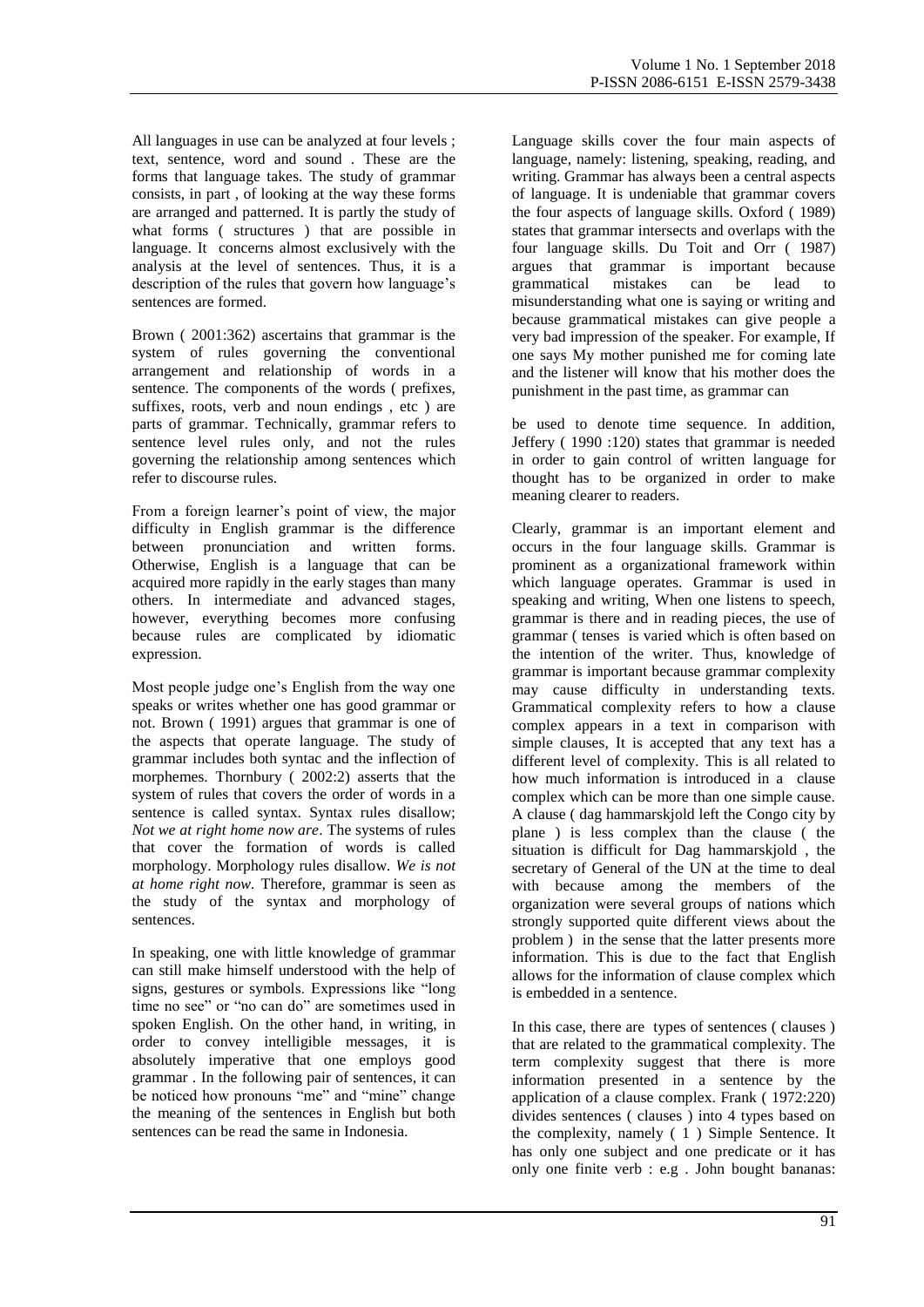All languages in use can be analyzed at four levels ; text, sentence, word and sound . These are the forms that language takes. The study of grammar consists, in part , of looking at the way these forms are arranged and patterned. It is partly the study of what forms ( structures ) that are possible in language. It concerns almost exclusively with the analysis at the level of sentences. Thus, it is a description of the rules that govern how language's sentences are formed.

Brown ( 2001:362) ascertains that grammar is the system of rules governing the conventional arrangement and relationship of words in a sentence. The components of the words ( prefixes, suffixes, roots, verb and noun endings , etc ) are parts of grammar. Technically, grammar refers to sentence level rules only, and not the rules governing the relationship among sentences which refer to discourse rules.

From a foreign learner's point of view, the major difficulty in English grammar is the difference between pronunciation and written forms. Otherwise, English is a language that can be acquired more rapidly in the early stages than many others. In intermediate and advanced stages, however, everything becomes more confusing because rules are complicated by idiomatic expression.

Most people judge one's English from the way one speaks or writes whether one has good grammar or not. Brown ( 1991) argues that grammar is one of the aspects that operate language. The study of grammar includes both syntac and the inflection of morphemes. Thornbury ( 2002:2) asserts that the system of rules that covers the order of words in a sentence is called syntax. Syntax rules disallow; *Not we at right home now are*. The systems of rules that cover the formation of words is called morphology. Morphology rules disallow. *We is not at home right now*. Therefore, grammar is seen as the study of the syntax and morphology of sentences.

In speaking, one with little knowledge of grammar can still make himself understood with the help of signs, gestures or symbols. Expressions like "long time no see" or "no can do" are sometimes used in spoken English. On the other hand, in writing, in order to convey intelligible messages, it is absolutely imperative that one employs good grammar . In the following pair of sentences, it can be noticed how pronouns "me" and "mine" change the meaning of the sentences in English but both sentences can be read the same in Indonesia.

Language skills cover the four main aspects of language, namely: listening, speaking, reading, and writing. Grammar has always been a central aspects of language. It is undeniable that grammar covers the four aspects of language skills. Oxford ( 1989) states that grammar intersects and overlaps with the four language skills. Du Toit and Orr ( 1987) argues that grammar is important because grammatical mistakes can be lead to misunderstanding what one is saying or writing and because grammatical mistakes can give people a very bad impression of the speaker. For example, If one says My mother punished me for coming late and the listener will know that his mother does the punishment in the past time, as grammar can

be used to denote time sequence. In addition, Jeffery ( 1990 :120) states that grammar is needed in order to gain control of written language for thought has to be organized in order to make meaning clearer to readers.

Clearly, grammar is an important element and occurs in the four language skills. Grammar is prominent as a organizational framework within which language operates. Grammar is used in speaking and writing, When one listens to speech, grammar is there and in reading pieces, the use of grammar ( tenses is varied which is often based on the intention of the writer. Thus, knowledge of grammar is important because grammar complexity may cause difficulty in understanding texts. Grammatical complexity refers to how a clause complex appears in a text in comparison with simple clauses, It is accepted that any text has a different level of complexity. This is all related to how much information is introduced in a clause complex which can be more than one simple cause. A clause ( dag hammarskjold left the Congo city by plane ) is less complex than the clause ( the situation is difficult for Dag hammarskjold , the secretary of General of the UN at the time to deal with because among the members of the organization were several groups of nations which strongly supported quite different views about the problem ) in the sense that the latter presents more information. This is due to the fact that English allows for the information of clause complex which is embedded in a sentence.

In this case, there are types of sentences ( clauses ) that are related to the grammatical complexity. The term complexity suggest that there is more information presented in a sentence by the application of a clause complex. Frank ( 1972:220) divides sentences ( clauses ) into 4 types based on the complexity, namely ( 1 ) Simple Sentence. It has only one subject and one predicate or it has only one finite verb : e.g . John bought bananas: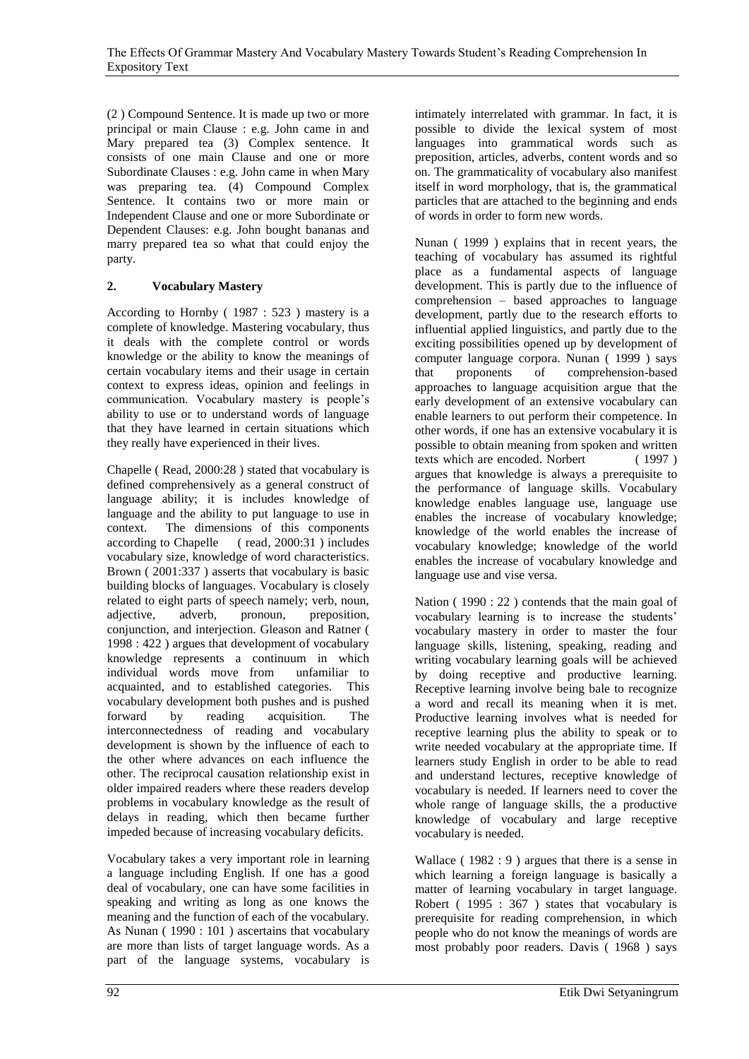(2 ) Compound Sentence. It is made up two or more principal or main Clause : e.g. John came in and Mary prepared tea (3) Complex sentence. It consists of one main Clause and one or more Subordinate Clauses : e.g. John came in when Mary was preparing tea. (4) Compound Complex Sentence. It contains two or more main or Independent Clause and one or more Subordinate or Dependent Clauses: e.g. John bought bananas and marry prepared tea so what that could enjoy the party.

## 2. Vocabulary Mastery

According to Hornby ( 1987 : 523 ) mastery is a complete of knowledge. Mastering vocabulary, thus it deals with the complete control or words knowledge or the ability to know the meanings of certain vocabulary items and their usage in certain context to express ideas, opinion and feelings in communication. Vocabulary mastery is people's ability to use or to understand words of language that they have learned in certain situations which they really have experienced in their lives.

Chapelle ( Read, 2000:28 ) stated that vocabulary is defined comprehensively as a general construct of language ability; it is includes knowledge of language and the ability to put language to use in context. The dimensions of this components according to Chapelle ( read, 2000:31 ) includes vocabulary size, knowledge of word characteristics. Brown ( 2001:337 ) asserts that vocabulary is basic building blocks of languages. Vocabulary is closely related to eight parts of speech namely; verb, noun, adjective, adverb, pronoun, preposition, conjunction, and interjection. Gleason and Ratner ( 1998 : 422 ) argues that development of vocabulary knowledge represents a continuum in which individual words move from unfamiliar to acquainted, and to established categories. This vocabulary development both pushes and is pushed forward by reading acquisition. The interconnectedness of reading and vocabulary development is shown by the influence of each to the other where advances on each influence the other. The reciprocal causation relationship exist in older impaired readers where these readers develop problems in vocabulary knowledge as the result of delays in reading, which then became further impeded because of increasing vocabulary deficits.

Vocabulary takes a very important role in learning a language including English. If one has a good deal of vocabulary, one can have some facilities in speaking and writing as long as one knows the meaning and the function of each of the vocabulary. As Nunan ( 1990 : 101 ) ascertains that vocabulary are more than lists of target language words. As a part of the language systems, vocabulary is intimately interrelated with grammar. In fact, it is possible to divide the lexical system of most languages into grammatical words such as preposition, articles, adverbs, content words and so on. The grammaticality of vocabulary also manifest itself in word morphology, that is, the grammatical particles that are attached to the beginning and ends of words in order to form new words.

Nunan ( 1999 ) explains that in recent years, the teaching of vocabulary has assumed its rightful place as a fundamental aspects of language development. This is partly due to the influence of comprehension – based approaches to language development, partly due to the research efforts to influential applied linguistics, and partly due to the exciting possibilities opened up by development of computer language corpora. Nunan ( 1999 ) says that proponents of comprehension-based approaches to language acquisition argue that the early development of an extensive vocabulary can enable learners to out perform their competence. In other words, if one has an extensive vocabulary it is possible to obtain meaning from spoken and written texts which are encoded. Norbert ( 1997 ) argues that knowledge is always a prerequisite to the performance of language skills. Vocabulary knowledge enables language use, language use enables the increase of vocabulary knowledge; knowledge of the world enables the increase of vocabulary knowledge; knowledge of the world enables the increase of vocabulary knowledge and language use and vise versa.

Nation ( 1990 : 22 ) contends that the main goal of vocabulary learning is to increase the students' vocabulary mastery in order to master the four language skills, listening, speaking, reading and writing vocabulary learning goals will be achieved by doing receptive and productive learning. Receptive learning involve being bale to recognize a word and recall its meaning when it is met. Productive learning involves what is needed for receptive learning plus the ability to speak or to write needed vocabulary at the appropriate time. If learners study English in order to be able to read and understand lectures, receptive knowledge of vocabulary is needed. If learners need to cover the whole range of language skills, the a productive knowledge of vocabulary and large receptive vocabulary is needed.

Wallace ( 1982 : 9 ) argues that there is a sense in which learning a foreign language is basically a matter of learning vocabulary in target language. Robert ( 1995 : 367 ) states that vocabulary is prerequisite for reading comprehension, in which people who do not know the meanings of words are most probably poor readers. Davis ( 1968 ) says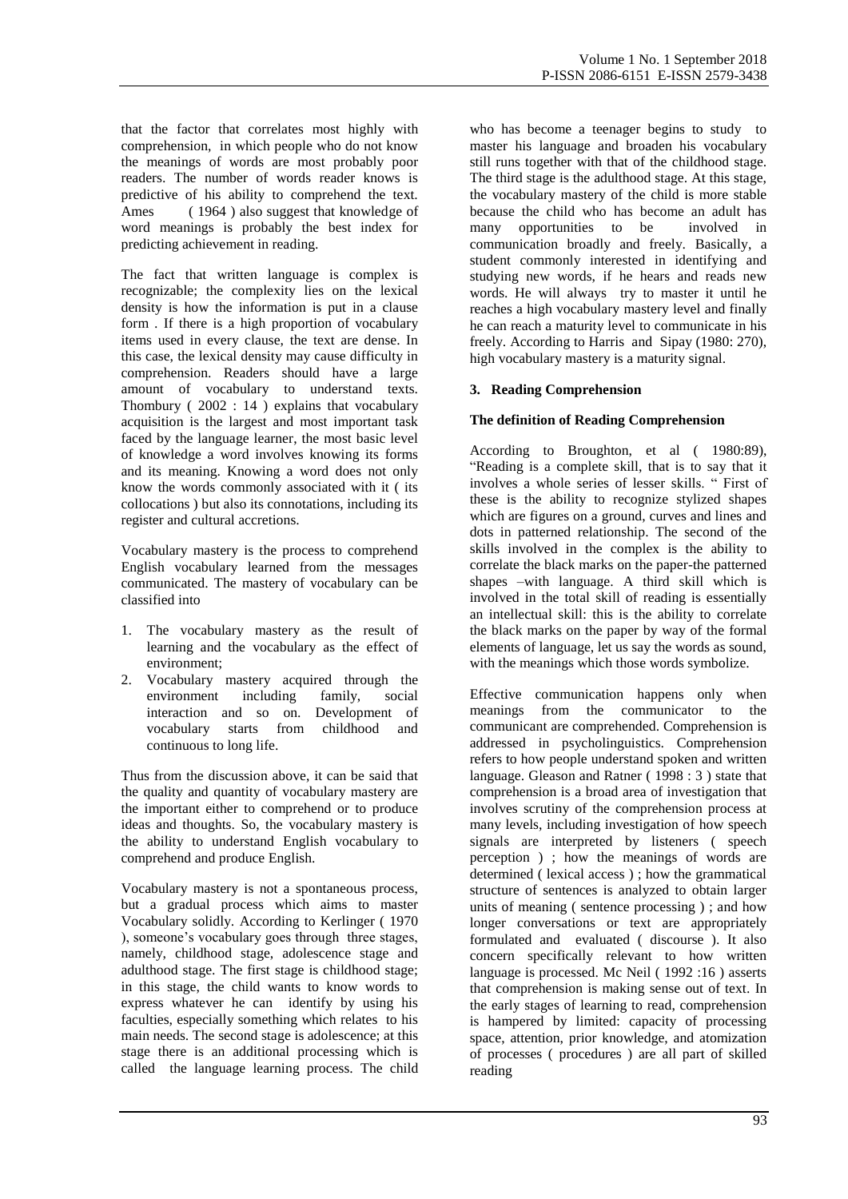that the factor that correlates most highly with comprehension, in which people who do not know the meanings of words are most probably poor readers. The number of words reader knows is predictive of his ability to comprehend the text. Ames ( 1964 ) also suggest that knowledge of word meanings is probably the best index for predicting achievement in reading.

The fact that written language is complex is recognizable; the complexity lies on the lexical density is how the information is put in a clause form . If there is a high proportion of vocabulary items used in every clause, the text are dense. In this case, the lexical density may cause difficulty in comprehension. Readers should have a large amount of vocabulary to understand texts. Thombury ( 2002 : 14 ) explains that vocabulary acquisition is the largest and most important task faced by the language learner, the most basic level of knowledge a word involves knowing its forms and its meaning. Knowing a word does not only know the words commonly associated with it ( its collocations ) but also its connotations, including its register and cultural accretions.

Vocabulary mastery is the process to comprehend English vocabulary learned from the messages communicated. The mastery of vocabulary can be classified into

1. The vocabulary mastery as the result of learning and the vocabulary as the effect of environment;
2. Vocabulary mastery acquired through the environment including family, social interaction and so on. Development of vocabulary starts from childhood and continuous to long life.

Thus from the discussion above, it can be said that the quality and quantity of vocabulary mastery are the important either to comprehend or to produce ideas and thoughts. So, the vocabulary mastery is the ability to understand English vocabulary to comprehend and produce English.

Vocabulary mastery is not a spontaneous process, but a gradual process which aims to master Vocabulary solidly. According to Kerlinger ( 1970 ), someone's vocabulary goes through three stages, namely, childhood stage, adolescence stage and adulthood stage. The first stage is childhood stage; in this stage, the child wants to know words to express whatever he can identify by using his faculties, especially something which relates to his main needs. The second stage is adolescence; at this stage there is an additional processing which is called the language learning process. The child who has become a teenager begins to study to master his language and broaden his vocabulary still runs together with that of the childhood stage. The third stage is the adulthood stage. At this stage, the vocabulary mastery of the child is more stable because the child who has become an adult has many opportunities to be involved in communication broadly and freely. Basically, a student commonly interested in identifying and studying new words, if he hears and reads new words. He will always try to master it until he reaches a high vocabulary mastery level and finally he can reach a maturity level to communicate in his freely. According to Harris and Sipay (1980: 270), high vocabulary mastery is a maturity signal.

## 3. Reading Comprehension

### The definition of Reading Comprehension

According to Broughton, et al ( 1980:89), "Reading is a complete skill, that is to say that it involves a whole series of lesser skills. " First of these is the ability to recognize stylized shapes which are figures on a ground, curves and lines and dots in patterned relationship. The second of the skills involved in the complex is the ability to correlate the black marks on the paper-the patterned shapes –with language. A third skill which is involved in the total skill of reading is essentially an intellectual skill: this is the ability to correlate the black marks on the paper by way of the formal elements of language, let us say the words as sound, with the meanings which those words symbolize.

Effective communication happens only when meanings from the communicator to the communicant are comprehended. Comprehension is addressed in psycholinguistics. Comprehension refers to how people understand spoken and written language. Gleason and Ratner ( 1998 : 3 ) state that comprehension is a broad area of investigation that involves scrutiny of the comprehension process at many levels, including investigation of how speech signals are interpreted by listeners ( speech perception ) ; how the meanings of words are determined ( lexical access ) ; how the grammatical structure of sentences is analyzed to obtain larger units of meaning ( sentence processing ) ; and how longer conversations or text are appropriately formulated and evaluated ( discourse ). It also concern specifically relevant to how written language is processed. Mc Neil ( 1992 :16 ) asserts that comprehension is making sense out of text. In the early stages of learning to read, comprehension is hampered by limited: capacity of processing space, attention, prior knowledge, and atomization of processes ( procedures ) are all part of skilled reading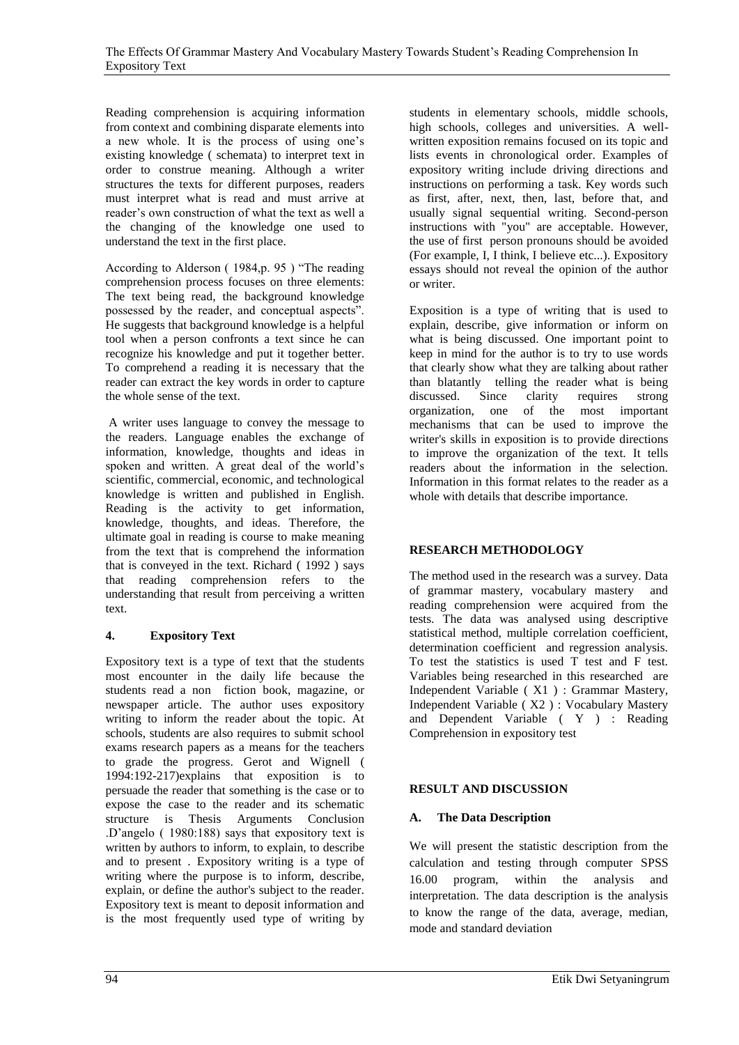Reading comprehension is acquiring information from context and combining disparate elements into a new whole. It is the process of using one's existing knowledge ( schemata) to interpret text in order to construe meaning. Although a writer structures the texts for different purposes, readers must interpret what is read and must arrive at reader's own construction of what the text as well a the changing of the knowledge one used to understand the text in the first place.

According to Alderson ( 1984,p. 95 ) "The reading comprehension process focuses on three elements: The text being read, the background knowledge possessed by the reader, and conceptual aspects". He suggests that background knowledge is a helpful tool when a person confronts a text since he can recognize his knowledge and put it together better. To comprehend a reading it is necessary that the reader can extract the key words in order to capture the whole sense of the text.

A writer uses language to convey the message to the readers. Language enables the exchange of information, knowledge, thoughts and ideas in spoken and written. A great deal of the world's scientific, commercial, economic, and technological knowledge is written and published in English. Reading is the activity to get information, knowledge, thoughts, and ideas. Therefore, the ultimate goal in reading is course to make meaning from the text that is comprehend the information that is conveyed in the text. Richard ( 1992 ) says that reading comprehension refers to the understanding that result from perceiving a written text.

### 4. Expository Text

Expository text is a type of text that the students most encounter in the daily life because the students read a non fiction book, magazine, or newspaper article. The author uses expository writing to inform the reader about the topic. At schools, students are also requires to submit school exams research papers as a means for the teachers to grade the progress. Gerot and Wignell ( 1994:192-217)explains that exposition is to persuade the reader that something is the case or to expose the case to the reader and its schematic structure is Thesis Arguments Conclusion .D'angelo ( 1980:188) says that expository text is written by authors to inform, to explain, to describe and to present . Expository writing is a type of writing where the purpose is to inform, describe, explain, or define the author's subject to the reader. Expository text is meant to deposit information and is the most frequently used type of writing by students in elementary schools, middle schools, high schools, colleges and universities. A well-written exposition remains focused on its topic and lists events in chronological order. Examples of expository writing include driving directions and instructions on performing a task. Key words such as first, after, next, then, last, before that, and usually signal sequential writing. Second-person instructions with "you" are acceptable. However, the use of first person pronouns should be avoided (For example, I, I think, I believe etc...). Expository essays should not reveal the opinion of the author or writer.

Exposition is a type of writing that is used to explain, describe, give information or inform on what is being discussed. One important point to keep in mind for the author is to try to use words that clearly show what they are talking about rather than blatantly telling the reader what is being discussed. Since clarity requires strong organization, one of the most important mechanisms that can be used to improve the writer's skills in exposition is to provide directions to improve the organization of the text. It tells readers about the information in the selection. Information in this format relates to the reader as a whole with details that describe importance.

## RESEARCH METHODOLOGY

The method used in the research was a survey. Data of grammar mastery, vocabulary mastery and reading comprehension were acquired from the tests. The data was analysed using descriptive statistical method, multiple correlation coefficient, determination coefficient and regression analysis. To test the statistics is used T test and F test. Variables being researched in this researched are Independent Variable ( X1 ) : Grammar Mastery, Independent Variable ( X2 ) : Vocabulary Mastery and Dependent Variable ( Y ) : Reading Comprehension in expository test

## RESULT AND DISCUSSION

### A. The Data Description

We will present the statistic description from the calculation and testing through computer SPSS 16.00 program, within the analysis and interpretation. The data description is the analysis to know the range of the data, average, median, mode and standard deviation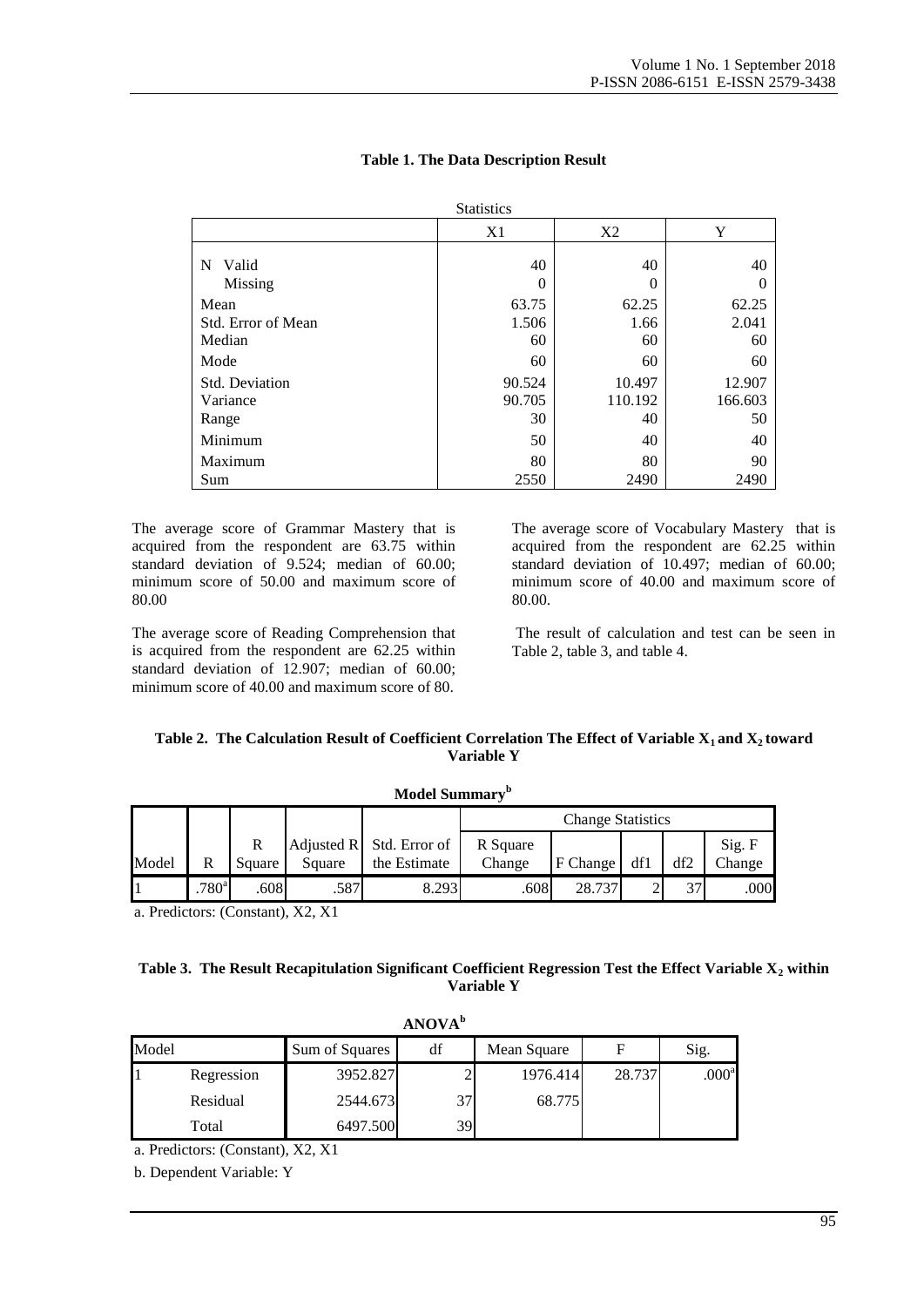**Table 1. The Data Description Result**

| Statistics | X1 | X2 | Y |
|---|---|---|---|
| N Valid | 40 | 40 | 40 |
| Missing | 0 | 0 | 0 |
| Mean | 63.75 | 62.25 | 62.25 |
| Std. Error of Mean | 1.506 | 1.66 | 2.041 |
| Median | 60 | 60 | 60 |
| Mode | 60 | 60 | 60 |
| Std. Deviation | 90.524 | 10.497 | 12.907 |
| Variance | 90.705 | 110.192 | 166.603 |
| Range | 30 | 40 | 50 |
| Minimum | 50 | 40 | 40 |
| Maximum | 80 | 80 | 90 |
| Sum | 2550 | 2490 | 2490 |

The average score of Grammar Mastery that is acquired from the respondent are 63.75 within standard deviation of 9.524; median of 60.00; minimum score of 50.00 and maximum score of 80.00

The average score of Reading Comprehension that is acquired from the respondent are 62.25 within standard deviation of 12.907; median of 60.00; minimum score of 40.00 and maximum score of 80.

The average score of Vocabulary Mastery that is acquired from the respondent are 62.25 within standard deviation of 10.497; median of 60.00; minimum score of 40.00 and maximum score of 80.00.

The result of calculation and test can be seen in Table 2, table 3, and table 4.

**Table 2. The Calculation Result of Coefficient Correlation The Effect of Variable $X_1$ and $X_2$ toward Variable Y**

**Model Summary[b]**

| Model | R | R Square | Adjusted R Square | Std. Error of the Estimate | Change Statistics | | | | |
|---|---|---|---|---|---|---|---|---|---|
| | | | | | R Square Change | F Change | df1 | df2 | Sig. F Change |
| 1 | .780[a] | .608 | .587 | 8.293 | .608 | 28.737 | 2 | 37 | .000 |

a. Predictors: (Constant), X2, X1

**Table 3. The Result Recapitulation Significant Coefficient Regression Test the Effect Variable $X_2$ within Variable Y**

**ANOVA[b]**

| Model | | Sum of Squares | df | Mean Square | F | Sig. |
|---|---|---|---|---|---|---|
| 1 | Regression | 3952.827 | 2 | 1976.414 | 28.737 | .000[a] |
| | Residual | 2544.673 | 37 | 68.775 | | |
| | Total | 6497.500 | 39 | | | |

a. Predictors: (Constant), X2, X1

b. Dependent Variable: Y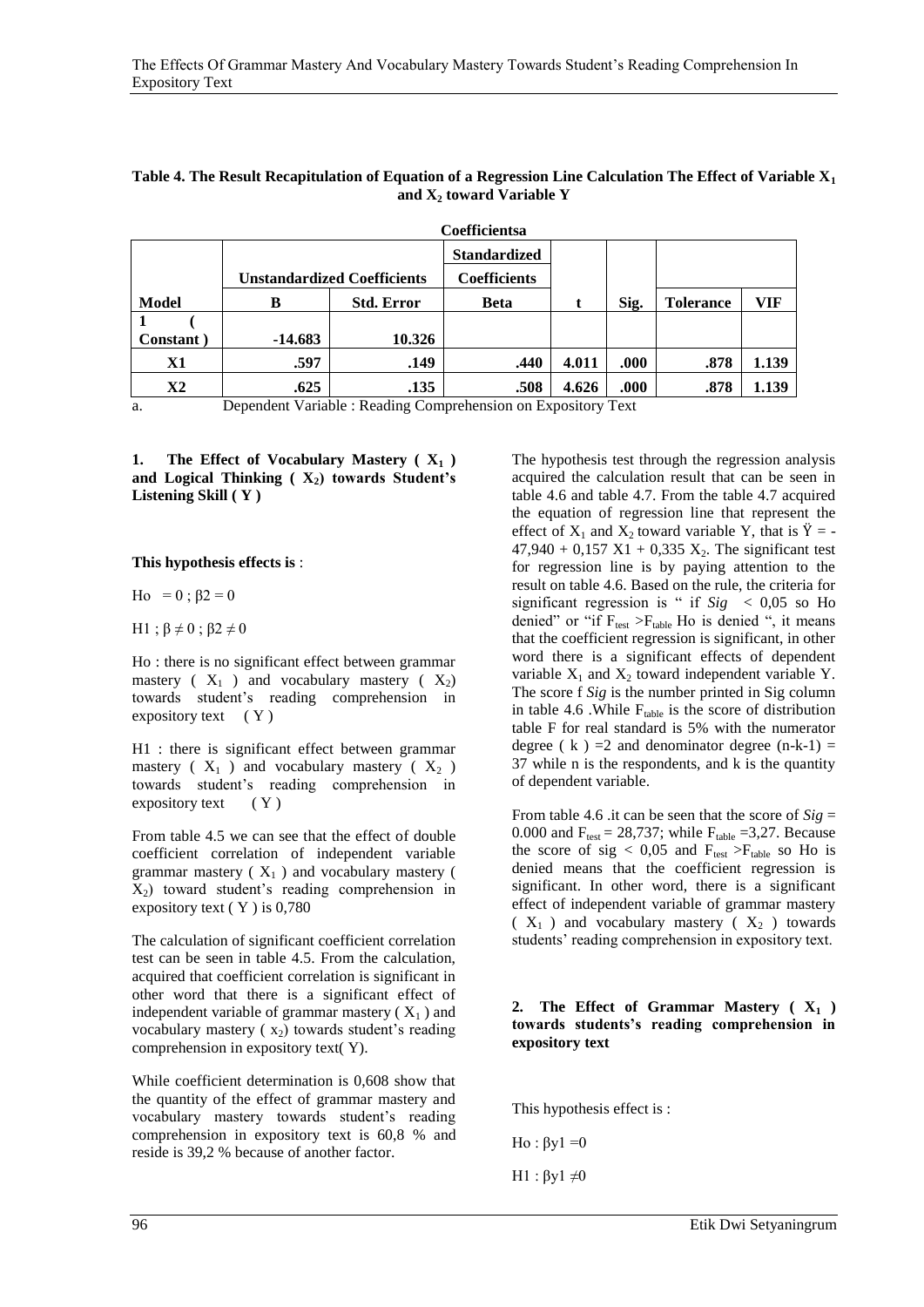**Table 4. The Result Recapitulation of Equation of a Regression Line Calculation The Effect of Variable $X_1$ and $X_2$ toward Variable Y**

| Coefficientsa | | | | | | | |
|---|---|---|---|---|---|---|---|
| | Unstandardized Coefficients | | Standardized Coefficients | | | | |
| Model | B | Std. Error | Beta | t | Sig. | Tolerance | VIF |
| 1 ( Constant ) | -14.683 | 10.326 | | | | | |
| X1 | .597 | .149 | .440 | 4.011 | .000 | .878 | 1.139 |
| X2 | .625 | .135 | .508 | 4.626 | .000 | .878 | 1.139 |

a. Dependent Variable : Reading Comprehension on Expository Text

**1. The Effect of Vocabulary Mastery ( $X_1$ ) and Logical Thinking ( $X_2$) towards Student's Listening Skill ( Y )**

**This hypothesis effects is** :

Ho = 0 ; β2 = 0

H1 ; β ≠ 0 ; β2 ≠ 0

Ho : there is no significant effect between grammar mastery ( $X_1$ ) and vocabulary mastery ( $X_2$) towards student's reading comprehension in expository text ( Y )

H1 : there is significant effect between grammar mastery ( $X_1$ ) and vocabulary mastery ( $X_2$ ) towards student's reading comprehension in expository text ( Y )

From table 4.5 we can see that the effect of double coefficient correlation of independent variable grammar mastery ( $X_1$ ) and vocabulary mastery ( $X_2$) toward student's reading comprehension in expository text ( Y ) is 0,780

The calculation of significant coefficient correlation test can be seen in table 4.5. From the calculation, acquired that coefficient correlation is significant in other word that there is a significant effect of independent variable of grammar mastery ( $X_1$ ) and vocabulary mastery ( $x_2$) towards student's reading comprehension in expository text( Y).

While coefficient determination is 0,608 show that the quantity of the effect of grammar mastery and vocabulary mastery towards student's reading comprehension in expository text is 60,8 % and reside is 39,2 % because of another factor.

The hypothesis test through the regression analysis acquired the calculation result that can be seen in table 4.6 and table 4.7. From the table 4.7 acquired the equation of regression line that represent the effect of $X_1$ and $X_2$ toward variable Y, that is $\ddot{Y} = -47{,}940 + 0{,}157\ X1 + 0{,}335\ X_2$. The significant test for regression line is by paying attention to the result on table 4.6. Based on the rule, the criteria for significant regression is " if *Sig* < 0,05 so Ho denied" or "if $F_{test} > F_{table}$ Ho is denied ", it means that the coefficient regression is significant, in other word there is a significant effects of dependent variable $X_1$ and $X_2$ toward independent variable Y. The score f *Sig* is the number printed in Sig column in table 4.6 .While $F_{table}$ is the score of distribution table F for real standard is 5% with the numerator degree ( k ) =2 and denominator degree (n-k-1) = 37 while n is the respondents, and k is the quantity of dependent variable.

From table 4.6 .it can be seen that the score of *Sig* = 0.000 and $F_{test}$ = 28,737; while $F_{table}$ =3,27. Because the score of sig < 0,05 and $F_{test} > F_{table}$ so Ho is denied means that the coefficient regression is significant. In other word, there is a significant effect of independent variable of grammar mastery ( $X_1$ ) and vocabulary mastery ( $X_2$ ) towards students' reading comprehension in expository text.

**2. The Effect of Grammar Mastery ( $X_1$ ) towards students's reading comprehension in expository text**

This hypothesis effect is :

Ho : βy1 =0

H1 : βy1 ≠0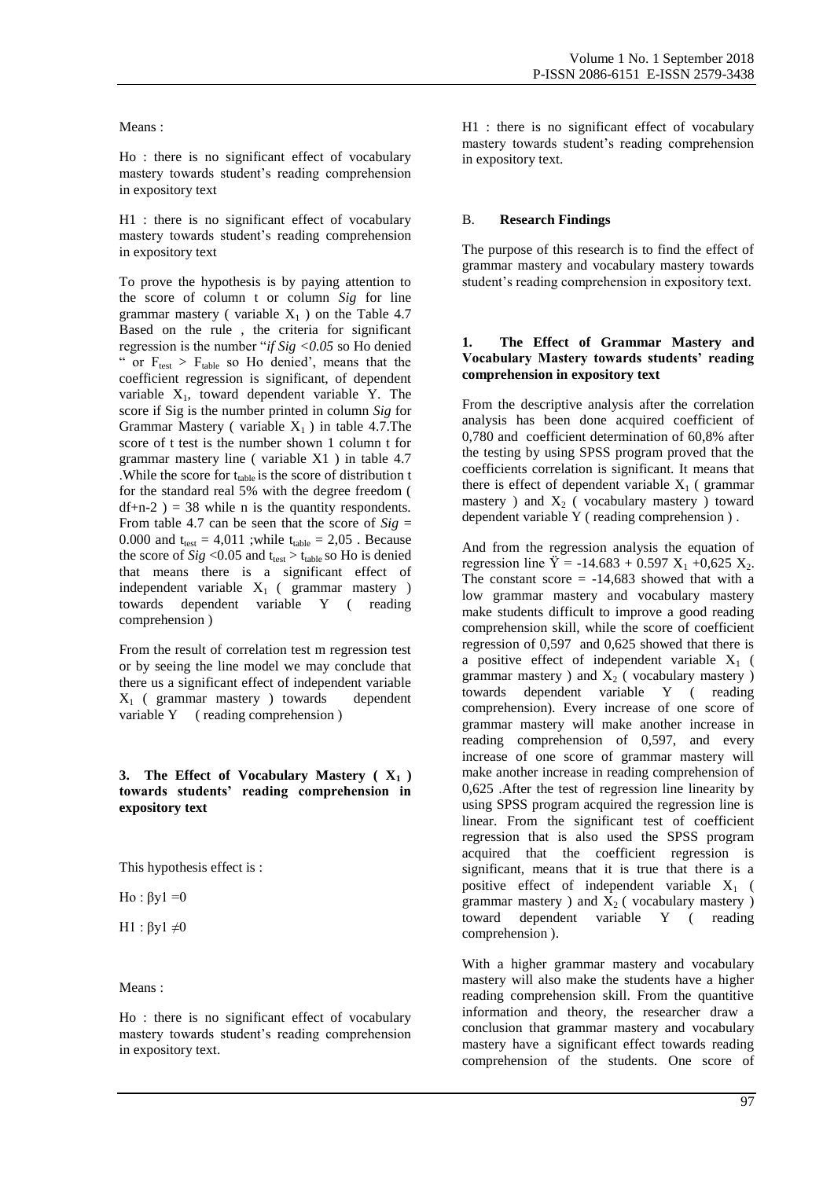Means :

Ho : there is no significant effect of vocabulary mastery towards student's reading comprehension in expository text

H1 : there is no significant effect of vocabulary mastery towards student's reading comprehension in expository text

To prove the hypothesis is by paying attention to the score of column t or column *Sig* for line grammar mastery ( variable $X_1$ ) on the Table 4.7 Based on the rule , the criteria for significant regression is the number "*if Sig <0.05* so Ho denied " or $F_{test} > F_{table}$ so Ho denied', means that the coefficient regression is significant, of dependent variable $X_1$, toward dependent variable Y. The score if Sig is the number printed in column *Sig* for Grammar Mastery ( variable $X_1$ ) in table 4.7.The score of t test is the number shown 1 column t for grammar mastery line ( variable X1 ) in table 4.7 .While the score for $t_{table}$ is the score of distribution t for the standard real 5% with the degree freedom ( df+n-2 ) = 38 while n is the quantity respondents. From table 4.7 can be seen that the score of *Sig* = 0.000 and $t_{test}$ = 4,011 ;while $t_{table}$ = 2,05 . Because the score of *Sig* <0.05 and $t_{test} > t_{table}$ so Ho is denied that means there is a significant effect of independent variable $X_1$ ( grammar mastery ) towards dependent variable Y ( reading comprehension )

From the result of correlation test m regression test or by seeing the line model we may conclude that there us a significant effect of independent variable $X_1$ ( grammar mastery ) towards dependent variable Y ( reading comprehension )

### 3. The Effect of Vocabulary Mastery ( $X_1$ ) towards students' reading comprehension in expository text

This hypothesis effect is :

Ho : $\beta y1 = 0$

H1 : $\beta y1 \neq 0$

Means :

Ho : there is no significant effect of vocabulary mastery towards student's reading comprehension in expository text.

H1 : there is no significant effect of vocabulary mastery towards student's reading comprehension in expository text.

## B. Research Findings

The purpose of this research is to find the effect of grammar mastery and vocabulary mastery towards student's reading comprehension in expository text.

### 1. The Effect of Grammar Mastery and Vocabulary Mastery towards students' reading comprehension in expository text

From the descriptive analysis after the correlation analysis has been done acquired coefficient of 0,780 and coefficient determination of 60,8% after the testing by using SPSS program proved that the coefficients correlation is significant. It means that there is effect of dependent variable $X_1$ ( grammar mastery ) and $X_2$ ( vocabulary mastery ) toward dependent variable Y ( reading comprehension ) .

And from the regression analysis the equation of regression line $\ddot{Y} = -14.683 + 0.597\ X_1 + 0,625\ X_2$. The constant score = -14,683 showed that with a low grammar mastery and vocabulary mastery make students difficult to improve a good reading comprehension skill, while the score of coefficient regression of 0,597 and 0,625 showed that there is a positive effect of independent variable $X_1$ ( grammar mastery ) and $X_2$ ( vocabulary mastery ) towards dependent variable Y ( reading comprehension). Every increase of one score of grammar mastery will make another increase in reading comprehension of 0,597, and every increase of one score of grammar mastery will make another increase in reading comprehension of 0,625 .After the test of regression line linearity by using SPSS program acquired the regression line is linear. From the significant test of coefficient regression that is also used the SPSS program acquired that the coefficient regression is significant, means that it is true that there is a positive effect of independent variable $X_1$ ( grammar mastery ) and $X_2$ ( vocabulary mastery ) toward dependent variable Y ( reading comprehension ).

With a higher grammar mastery and vocabulary mastery will also make the students have a higher reading comprehension skill. From the quantitive information and theory, the researcher draw a conclusion that grammar mastery and vocabulary mastery have a significant effect towards reading comprehension of the students. One score of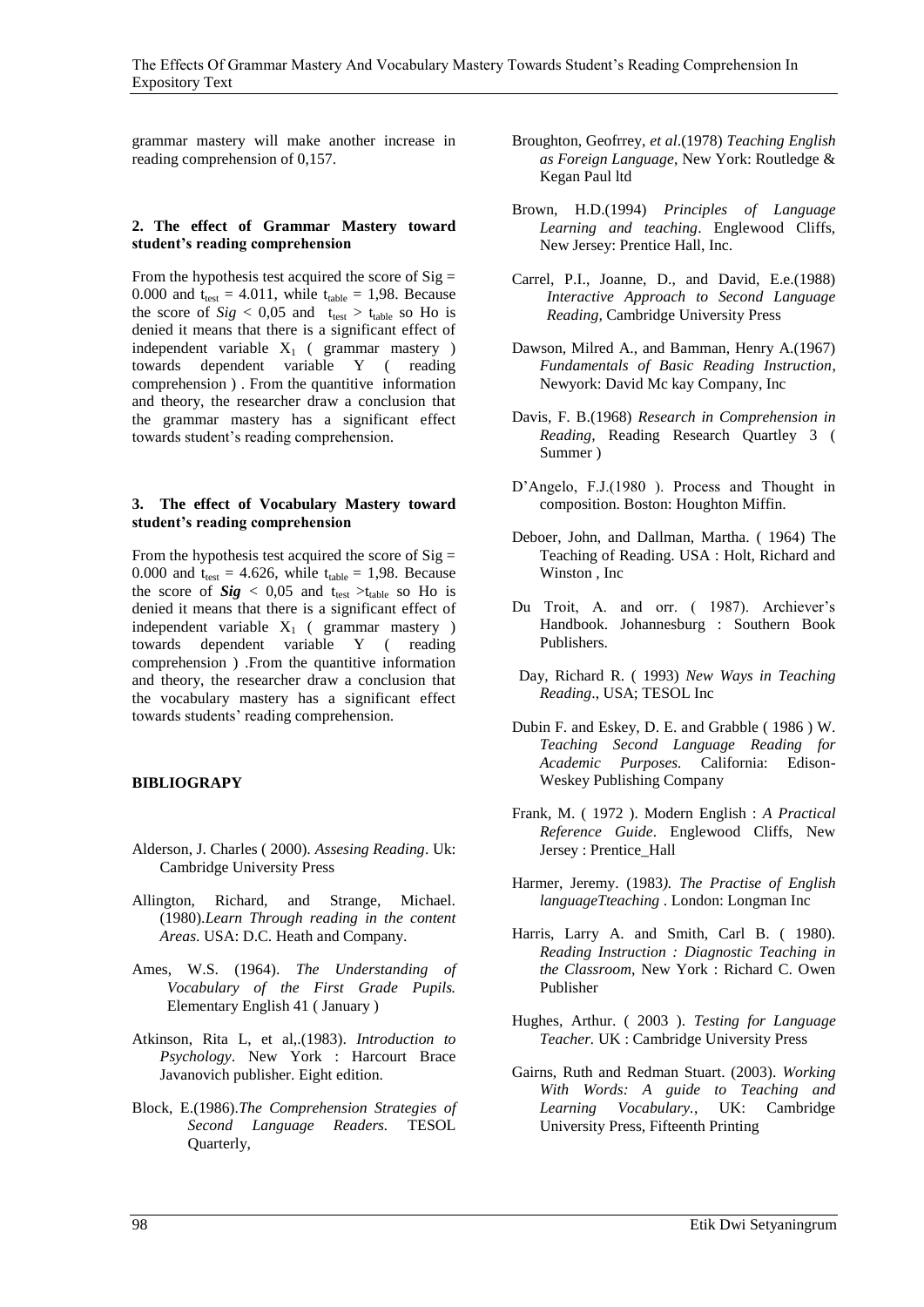grammar mastery will make another increase in reading comprehension of 0,157.

**2. The effect of Grammar Mastery toward student's reading comprehension**

From the hypothesis test acquired the score of Sig = 0.000 and $t_{test}$ = 4.011, while $t_{table}$ = 1,98. Because the score of *Sig* < 0,05 and $t_{test}$ > $t_{table}$ so Ho is denied it means that there is a significant effect of independent variable $X_1$ ( grammar mastery ) towards dependent variable Y ( reading comprehension ) . From the quantitive information and theory, the researcher draw a conclusion that the grammar mastery has a significant effect towards student's reading comprehension.

**3. The effect of Vocabulary Mastery toward student's reading comprehension**

From the hypothesis test acquired the score of Sig = 0.000 and $t_{test}$ = 4.626, while $t_{table}$ = 1,98. Because the score of ***Sig*** < 0,05 and $t_{test}$ >$t_{table}$ so Ho is denied it means that there is a significant effect of independent variable $X_1$ ( grammar mastery ) towards dependent variable Y ( reading comprehension ) .From the quantitive information and theory, the researcher draw a conclusion that the vocabulary mastery has a significant effect towards students' reading comprehension.

**BIBLIOGRAPY**

Alderson, J. Charles ( 2000). *Assesing Reading*. Uk: Cambridge University Press

Allington, Richard, and Strange, Michael. (1980).*Learn Through reading in the content Areas*. USA: D.C. Heath and Company.

Ames, W.S. (1964). *The Understanding of Vocabulary of the First Grade Pupils.* Elementary English 41 ( January )

Atkinson, Rita L, et al,.(1983). *Introduction to Psychology*. New York : Harcourt Brace Javanovich publisher. Eight edition.

Block, E.(1986).*The Comprehension Strategies of Second Language Readers.* TESOL Quarterly,

Broughton, Geofrrey, *et al*.(1978) *Teaching English as Foreign Language*, New York: Routledge & Kegan Paul ltd

Brown, H.D.(1994) *Principles of Language Learning and teaching*. Englewood Cliffs, New Jersey: Prentice Hall, Inc.

Carrel, P.I., Joanne, D., and David, E.e.(1988) *Interactive Approach to Second Language Reading*, Cambridge University Press

Dawson, Milred A., and Bamman, Henry A.(1967) *Fundamentals of Basic Reading Instruction*, Newyork: David Mc kay Company, Inc

Davis, F. B.(1968) *Research in Comprehension in Reading*, Reading Research Quartley 3 ( Summer )

D'Angelo, F.J.(1980 ). Process and Thought in composition. Boston: Houghton Miffin.

Deboer, John, and Dallman, Martha. ( 1964) The Teaching of Reading. USA : Holt, Richard and Winston , Inc

Du Troit, A. and orr. ( 1987). Archiever's Handbook. Johannesburg : Southern Book Publishers.

Day, Richard R. ( 1993) *New Ways in Teaching Reading*., USA; TESOL Inc

Dubin F. and Eskey, D. E. and Grabble ( 1986 ) W. *Teaching Second Language Reading for Academic Purposes.* California: Edison-Weskey Publishing Company

Frank, M. ( 1972 ). Modern English : *A Practical Reference Guide*. Englewood Cliffs, New Jersey : Prentice_Hall

Harmer, Jeremy. (1983*). The Practise of English languageTteaching* . London: Longman Inc

Harris, Larry A. and Smith, Carl B. ( 1980). *Reading Instruction : Diagnostic Teaching in the Classroom*, New York : Richard C. Owen Publisher

Hughes, Arthur. ( 2003 ). *Testing for Language Teacher.* UK : Cambridge University Press

Gairns, Ruth and Redman Stuart. (2003). *Working With Words: A guide to Teaching and Learning Vocabulary.*, UK: Cambridge University Press, Fifteenth Printing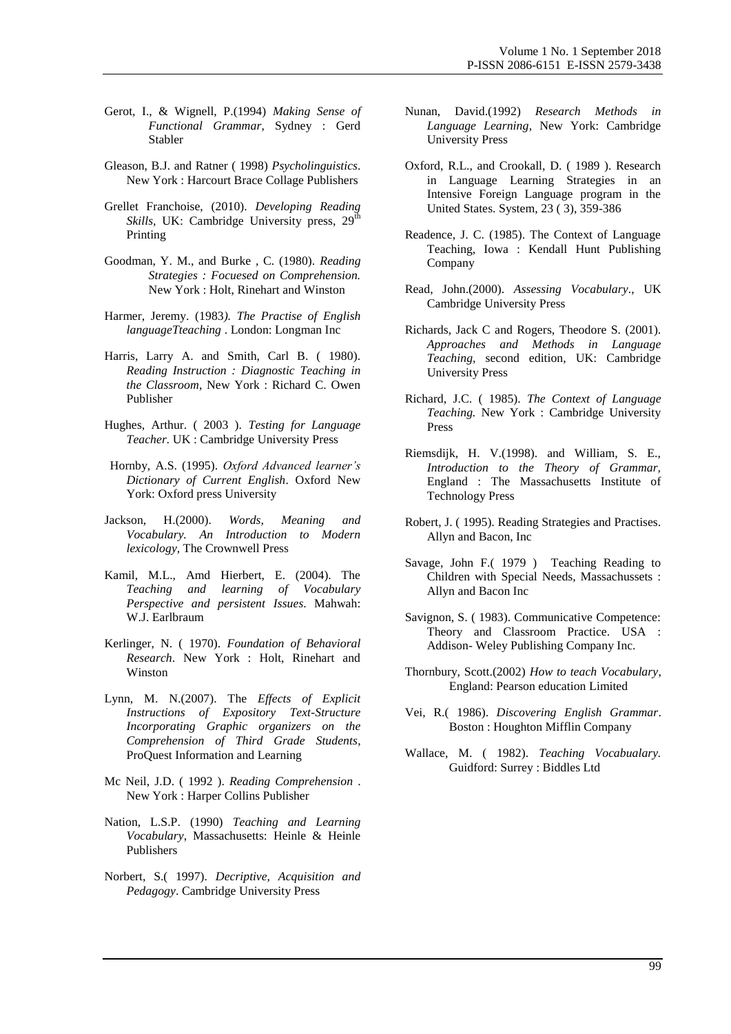Gerot, I., & Wignell, P.(1994) *Making Sense of Functional Grammar*, Sydney : Gerd Stabler

Gleason, B.J. and Ratner ( 1998) *Psycholinguistics*. New York : Harcourt Brace Collage Publishers

Grellet Franchoise, (2010). *Developing Reading Skills,* UK: Cambridge University press, 29th Printing

Goodman, Y. M., and Burke , C. (1980). *Reading Strategies : Focuesed on Comprehension.* New York : Holt, Rinehart and Winston

Harmer, Jeremy. (1983*). The Practise of English languageTteaching* . London: Longman Inc

Harris, Larry A. and Smith, Carl B. ( 1980). *Reading Instruction : Diagnostic Teaching in the Classroom*, New York : Richard C. Owen Publisher

Hughes, Arthur. ( 2003 ). *Testing for Language Teacher.* UK : Cambridge University Press

Hornby, A.S. (1995). *Oxford Advanced learner's Dictionary of Current English*. Oxford New York: Oxford press University

Jackson, H.(2000). *Words, Meaning and Vocabulary. An Introduction to Modern lexicology,* The Crownwell Press

Kamil, M.L., Amd Hierbert, E. (2004). The *Teaching and learning of Vocabulary Perspective and persistent Issues*. Mahwah: W.J. Earlbraum

Kerlinger, N. ( 1970). *Foundation of Behavioral Research*. New York : Holt, Rinehart and Winston

Lynn, M. N.(2007). The *Effects of Explicit Instructions of Expository Text-Structure Incorporating Graphic organizers on the Comprehension of Third Grade Students*, ProQuest Information and Learning

Mc Neil, J.D. ( 1992 ). *Reading Comprehension* . New York : Harper Collins Publisher

Nation, L.S.P. (1990) *Teaching and Learning Vocabulary*, Massachusetts: Heinle & Heinle Publishers

Norbert, S.( 1997). *Decriptive, Acquisition and Pedagogy*. Cambridge University Press

Nunan, David.(1992) *Research Methods in Language Learning*, New York: Cambridge University Press

Oxford, R.L., and Crookall, D. ( 1989 ). Research in Language Learning Strategies in an Intensive Foreign Language program in the United States. System, 23 ( 3), 359-386

Readence, J. C. (1985). The Context of Language Teaching, Iowa : Kendall Hunt Publishing Company

Read, John.(2000). *Assessing Vocabulary*., UK Cambridge University Press

Richards, Jack C and Rogers, Theodore S. (2001). *Approaches and Methods in Language Teaching,* second edition, UK: Cambridge University Press

Richard, J.C. ( 1985). *The Context of Language Teaching.* New York : Cambridge University Press

Riemsdijk, H. V.(1998). and William, S. E., *Introduction to the Theory of Grammar,* England : The Massachusetts Institute of Technology Press

Robert, J. ( 1995). Reading Strategies and Practises. Allyn and Bacon, Inc

Savage, John F.( 1979 ) Teaching Reading to Children with Special Needs, Massachussets : Allyn and Bacon Inc

Savignon, S. ( 1983). Communicative Competence: Theory and Classroom Practice. USA : Addison- Weley Publishing Company Inc.

Thornbury, Scott.(2002) *How to teach Vocabulary*, England: Pearson education Limited

Vei, R.( 1986). *Discovering English Grammar*. Boston : Houghton Mifflin Company

Wallace, M. ( 1982). *Teaching Vocabualary.* Guidford: Surrey : Biddles Ltd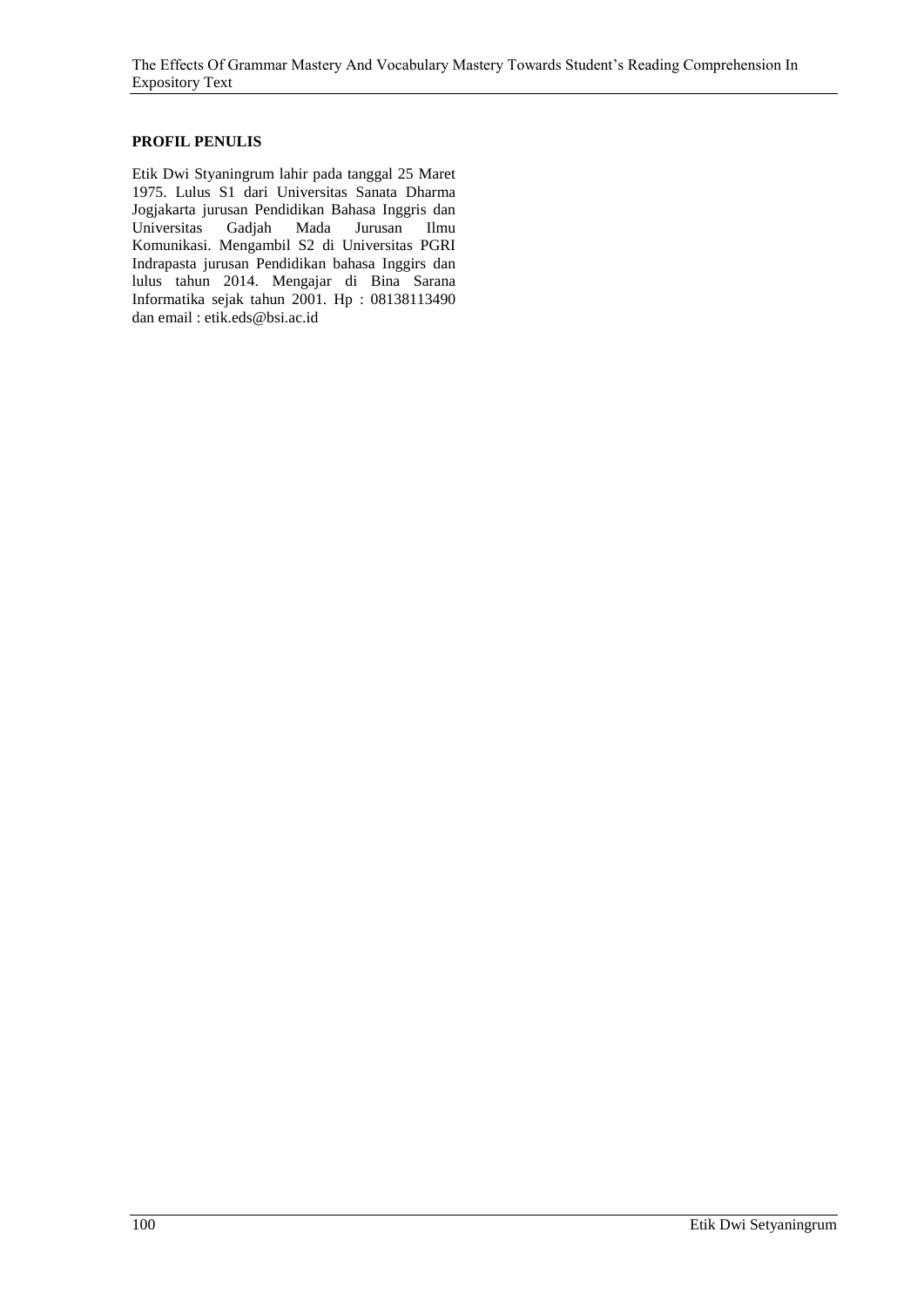**PROFIL PENULIS**

Etik Dwi Styaningrum lahir pada tanggal 25 Maret 1975. Lulus S1 dari Universitas Sanata Dharma Jogjakarta jurusan Pendidikan Bahasa Inggris dan Universitas Gadjah Mada Jurusan Ilmu Komunikasi. Mengambil S2 di Universitas PGRI Indrapasta jurusan Pendidikan bahasa Inggirs dan lulus tahun 2014. Mengajar di Bina Sarana Informatika sejak tahun 2001. Hp : 08138113490 dan email : etik.eds@bsi.ac.id